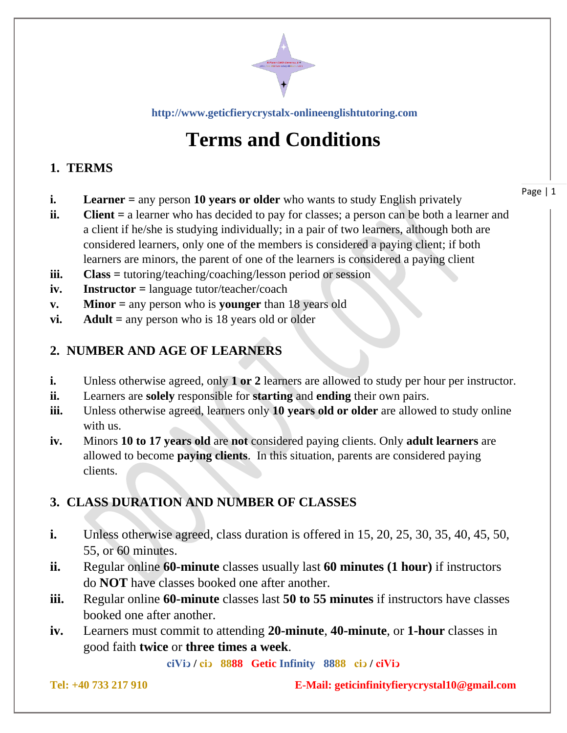http://www.geticfierycrystalx-onlineenglishtutoring.com

# Terms and Conditions

## 1. TERMS

- **i.** **Learner =** any person **10 years or older** who wants to study English privately
- **ii.** **Client =** a learner who has decided to pay for classes; a person can be both a learner and a client if he/she is studying individually; in a pair of two learners, although both are considered learners, only one of the members is considered a paying client; if both learners are minors, the parent of one of the learners is considered a paying client
- **iii.** **Class =** tutoring/teaching/coaching/lesson period or session
- **iv.** **Instructor =** language tutor/teacher/coach
- **v.** **Minor =** any person who is **younger** than 18 years old
- **vi.** **Adult =** any person who is 18 years old or older

## 2. NUMBER AND AGE OF LEARNERS

- **i.** Unless otherwise agreed, only **1 or 2** learners are allowed to study per hour per instructor.
- **ii.** Learners are **solely** responsible for **starting** and **ending** their own pairs.
- **iii.** Unless otherwise agreed, learners only **10 years old or older** are allowed to study online with us.
- **iv.** Minors **10 to 17 years old** are **not** considered paying clients. Only **adult learners** are allowed to become **paying clients**. In this situation, parents are considered paying clients.

## 3. CLASS DURATION AND NUMBER OF CLASSES

- **i.** Unless otherwise agreed, class duration is offered in 15, 20, 25, 30, 35, 40, 45, 50, 55, or 60 minutes.
- **ii.** Regular online **60-minute** classes usually last **60 minutes (1 hour)** if instructors do **NOT** have classes booked one after another.
- **iii.** Regular online **60-minute** classes last **50 to 55 minutes** if instructors have classes booked one after another.
- **iv.** Learners must commit to attending **20-minute**, **40-minute**, or **1-hour** classes in good faith **twice** or **three times a week**.

ciViɔ / ciɔ 8888 Getic Infinity 8888 ciɔ / ciViɔ

Tel: +40 733 217 910 E-Mail: geticinfinityfierycrystal10@gmail.com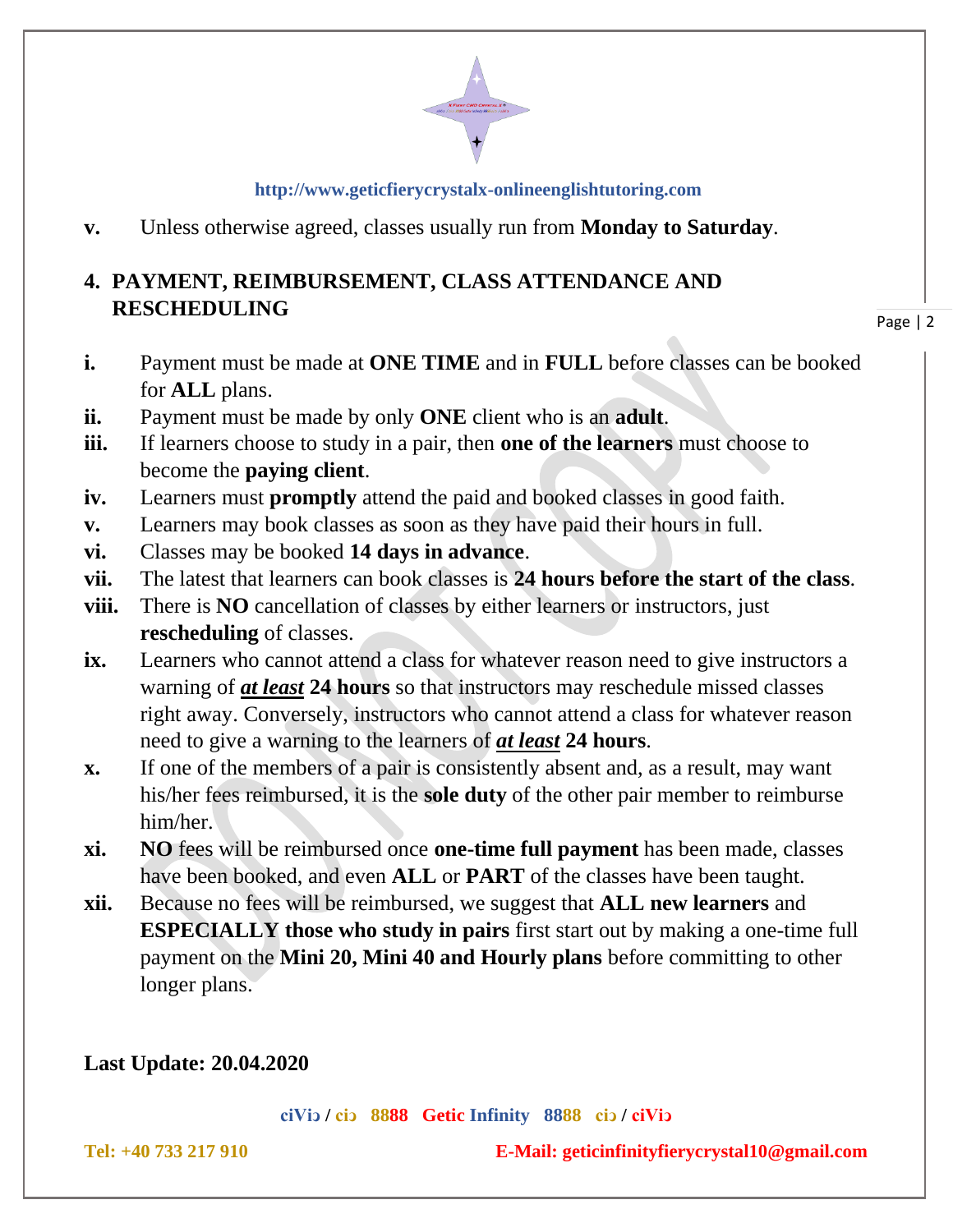**v.** Unless otherwise agreed, classes usually run from **Monday to Saturday**.

## 4. PAYMENT, REIMBURSEMENT, CLASS ATTENDANCE AND RESCHEDULING

**i.** Payment must be made at **ONE TIME** and in **FULL** before classes can be booked for **ALL** plans.

**ii.** Payment must be made by only **ONE** client who is an **adult**.

**iii.** If learners choose to study in a pair, then **one of the learners** must choose to become the **paying client**.

**iv.** Learners must **promptly** attend the paid and booked classes in good faith.

**v.** Learners may book classes as soon as they have paid their hours in full.

**vi.** Classes may be booked **14 days in advance**.

**vii.** The latest that learners can book classes is **24 hours before the start of the class**.

**viii.** There is **NO** cancellation of classes by either learners or instructors, just **rescheduling** of classes.

**ix.** Learners who cannot attend a class for whatever reason need to give instructors a warning of ***at least*** **24 hours** so that instructors may reschedule missed classes right away. Conversely, instructors who cannot attend a class for whatever reason need to give a warning to the learners of ***at least*** **24 hours**.

**x.** If one of the members of a pair is consistently absent and, as a result, may want his/her fees reimbursed, it is the **sole duty** of the other pair member to reimburse him/her.

**xi.** **NO** fees will be reimbursed once **one-time full payment** has been made, classes have been booked, and even **ALL** or **PART** of the classes have been taught.

**xii.** Because no fees will be reimbursed, we suggest that **ALL new learners** and **ESPECIALLY those who study in pairs** first start out by making a one-time full payment on the **Mini 20, Mini 40 and Hourly plans** before committing to other longer plans.

**Last Update: 20.04.2020**